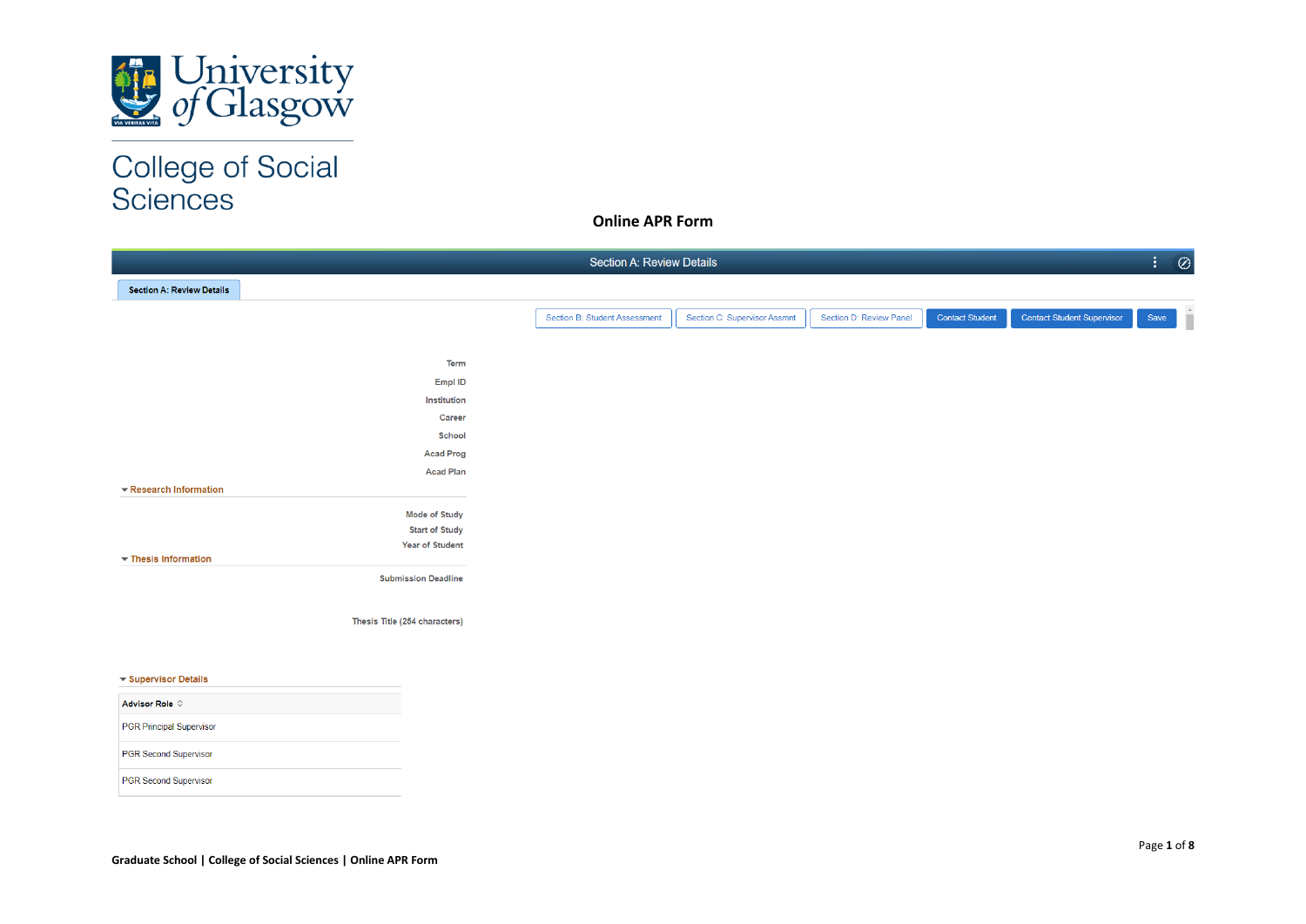University of Glasgow

College of Social Sciences

# Online APR Form

## Section A: Review Details

Section A: Review Details

Section B: Student Assessment | Section C: Supervisor Assmnt | Section D: Review Panel | Contact Student | Contact Student Supervisor | Save

Term

Empl ID

Institution

Career

School

Acad Prog

Acad Plan

### Research Information

Mode of Study

Start of Study

Year of Student

### Thesis Information

Submission Deadline

Thesis Title (254 characters)

### Supervisor Details

| Advisor Role |
|---|
| PGR Principal Supervisor |
| PGR Second Supervisor |
| PGR Second Supervisor |

Graduate School | College of Social Sciences | Online APR Form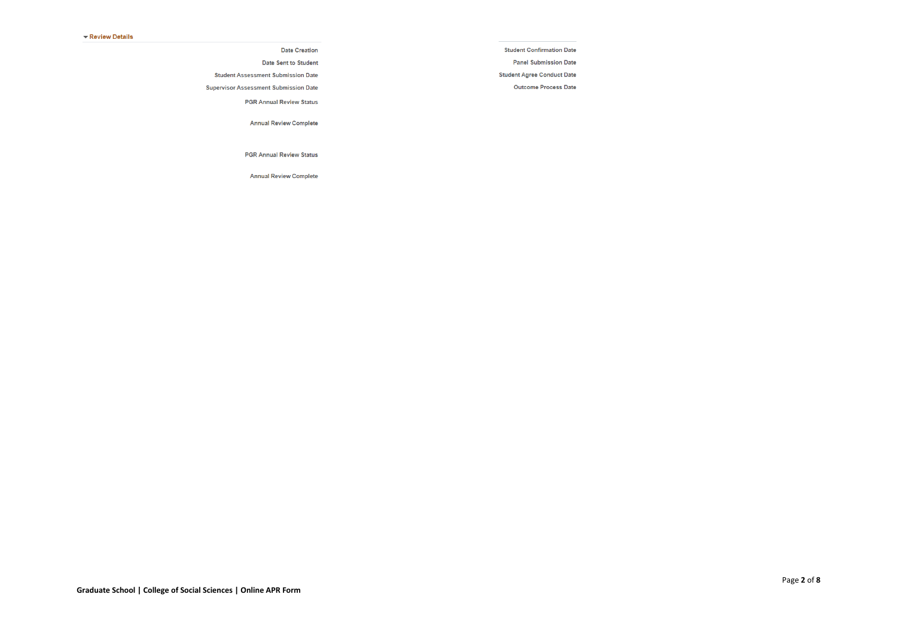▾ Review Details

Date Creation

Date Sent to Student

Student Assessment Submission Date

Supervisor Assessment Submission Date

PGR Annual Review Status

Annual Review Complete

PGR Annual Review Status

Annual Review Complete

Student Confirmation Date

Panel Submission Date

Student Agree Conduct Date

Outcome Process Date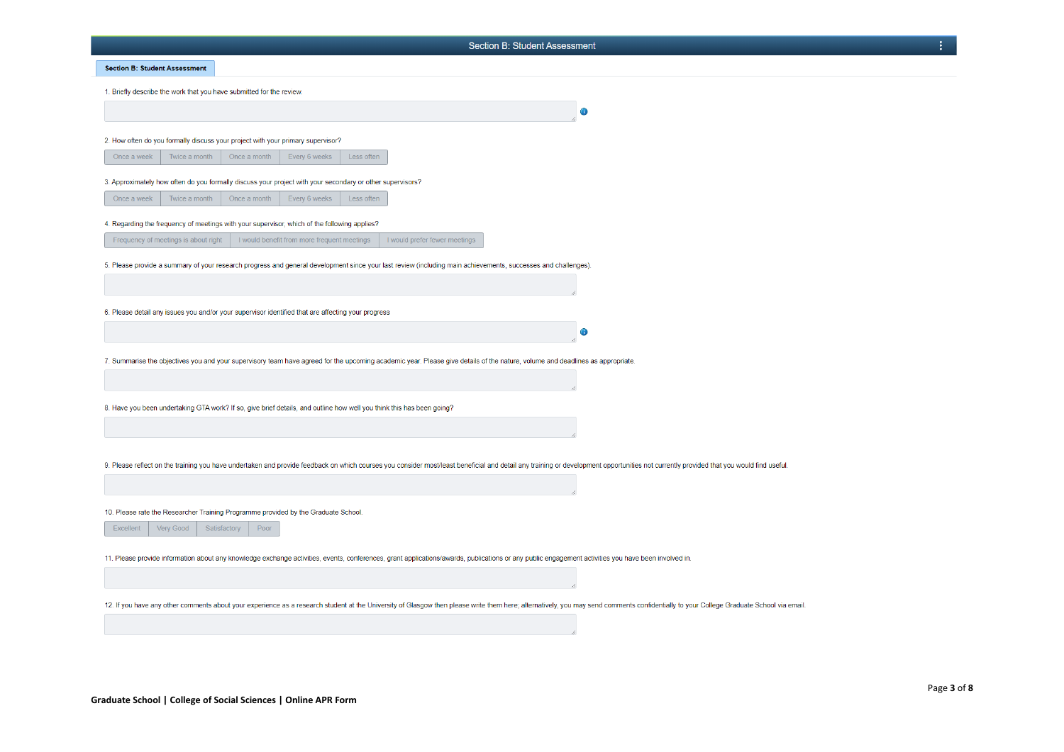## Section B: Student Assessment

**Section B: Student Assessment**

1. Briefly describe the work that you have submitted for the review.

2. How often do you formally discuss your project with your primary supervisor?

Once a week | Twice a month | Once a month | Every 6 weeks | Less often

3. Approximately how often do you formally discuss your project with your secondary or other supervisors?

Once a week | Twice a month | Once a month | Every 6 weeks | Less often

4. Regarding the frequency of meetings with your supervisor, which of the following applies?

Frequency of meetings is about right | I would benefit from more frequent meetings | I would prefer fewer meetings

5. Please provide a summary of your research progress and general development since your last review (including main achievements, successes and challenges).

6. Please detail any issues you and/or your supervisor identified that are affecting your progress

7. Summarise the objectives you and your supervisory team have agreed for the upcoming academic year. Please give details of the nature, volume and deadlines as appropriate.

8. Have you been undertaking GTA work? If so, give brief details, and outline how well you think this has been going?

9. Please reflect on the training you have undertaken and provide feedback on which courses you consider most/least beneficial and detail any training or development opportunities not currently provided that you would find useful.

10. Please rate the Researcher Training Programme provided by the Graduate School.

Excellent | Very Good | Satisfactory | Poor

11. Please provide information about any knowledge exchange activities, events, conferences, grant applications/awards, publications or any public engagement activities you have been involved in.

12. If you have any other comments about your experience as a research student at the University of Glasgow then please write them here; alternatively, you may send comments confidentially to your College Graduate School via email.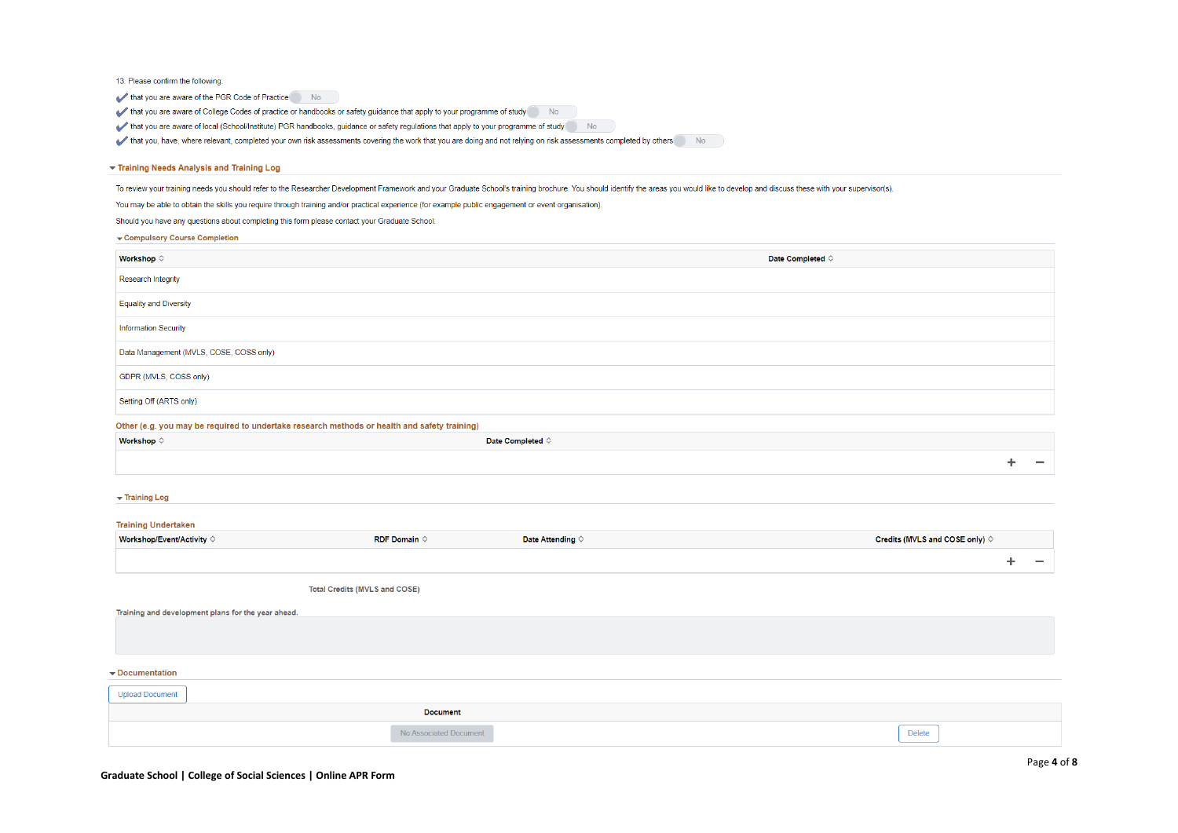13. Please confirm the following:

- ✓ that you are aware of the PGR Code of Practice No
- ✓ that you are aware of College Codes of practice or handbooks or safety guidance that apply to your programme of study No
- ✓ that you are aware of local (School/Institute) PGR handbooks, guidance or safety regulations that apply to your programme of study No
- ✓ that you, have, where relevant, completed your own risk assessments covering the work that you are doing and not relying on risk assessments completed by others No

## Training Needs Analysis and Training Log

To review your training needs you should refer to the Researcher Development Framework and your Graduate School's training brochure. You should identify the areas you would like to develop and discuss these with your supervisor(s).

You may be able to obtain the skills you require through training and/or practical experience (for example public engagement or event organisation).

Should you have any questions about completing this form please contact your Graduate School.

### Compulsory Course Completion

| Workshop | Date Completed |
|---|---|
| Research Integrity | |
| Equality and Diversity | |
| Information Security | |
| Data Management (MVLS, COSE, COSS only) | |
| GDPR (MVLS, COSS only) | |
| Setting Off (ARTS only) | |

**Other (e.g. you may be required to undertake research methods or health and safety training)**

| Workshop | Date Completed |
|---|---|
| | |

### Training Log

**Training Undertaken**

| Workshop/Event/Activity | RDF Domain | Date Attending | Credits (MVLS and COSE only) |
|---|---|---|---|
| | | | |

Total Credits (MVLS and COSE)

Training and development plans for the year ahead.

## Documentation

Upload Document

| Document | |
|---|---|
| No Associated Document | Delete |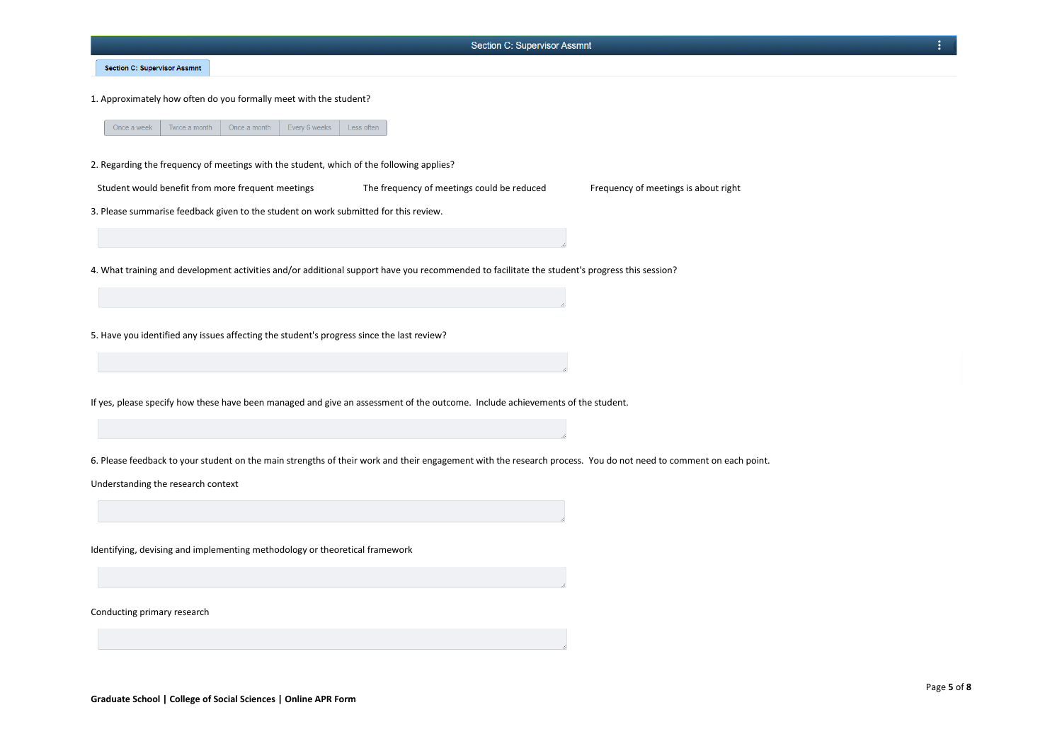## Section C: Supervisor Assmnt

**Section C: Supervisor Assmnt**

1. Approximately how often do you formally meet with the student?

| Once a week | Twice a month | Once a month | Every 6 weeks | Less often |
|---|---|---|---|---|

2. Regarding the frequency of meetings with the student, which of the following applies?

Student would benefit from more frequent meetings | The frequency of meetings could be reduced | Frequency of meetings is about right

3. Please summarise feedback given to the student on work submitted for this review.

4. What training and development activities and/or additional support have you recommended to facilitate the student's progress this session?

5. Have you identified any issues affecting the student's progress since the last review?

If yes, please specify how these have been managed and give an assessment of the outcome. Include achievements of the student.

6. Please feedback to your student on the main strengths of their work and their engagement with the research process. You do not need to comment on each point.

Understanding the research context

Identifying, devising and implementing methodology or theoretical framework

Conducting primary research

**Graduate School | College of Social Sciences | Online APR Form**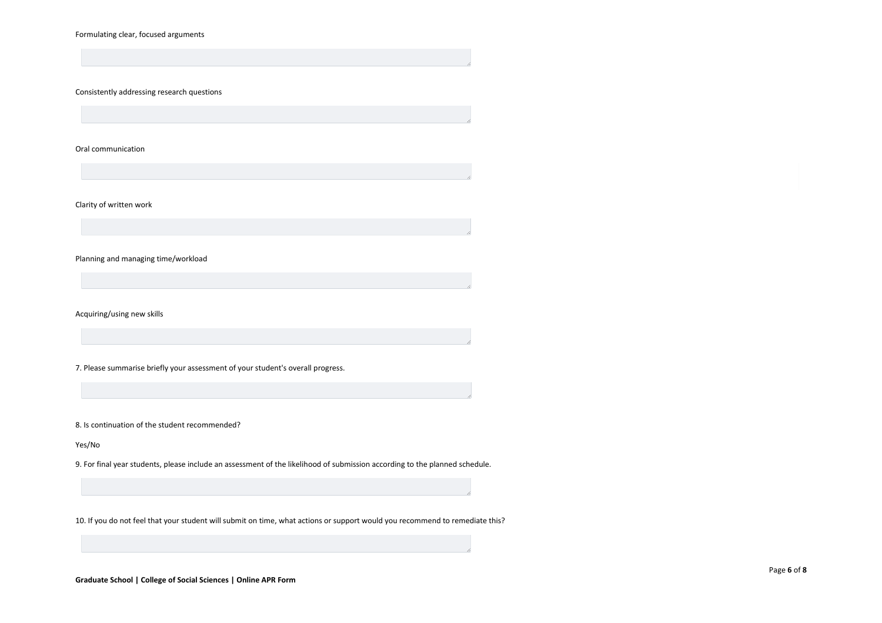Formulating clear, focused arguments

Consistently addressing research questions

Oral communication

Clarity of written work

Planning and managing time/workload

Acquiring/using new skills

7. Please summarise briefly your assessment of your student's overall progress.

8. Is continuation of the student recommended?

Yes/No

9. For final year students, please include an assessment of the likelihood of submission according to the planned schedule.

10. If you do not feel that your student will submit on time, what actions or support would you recommend to remediate this?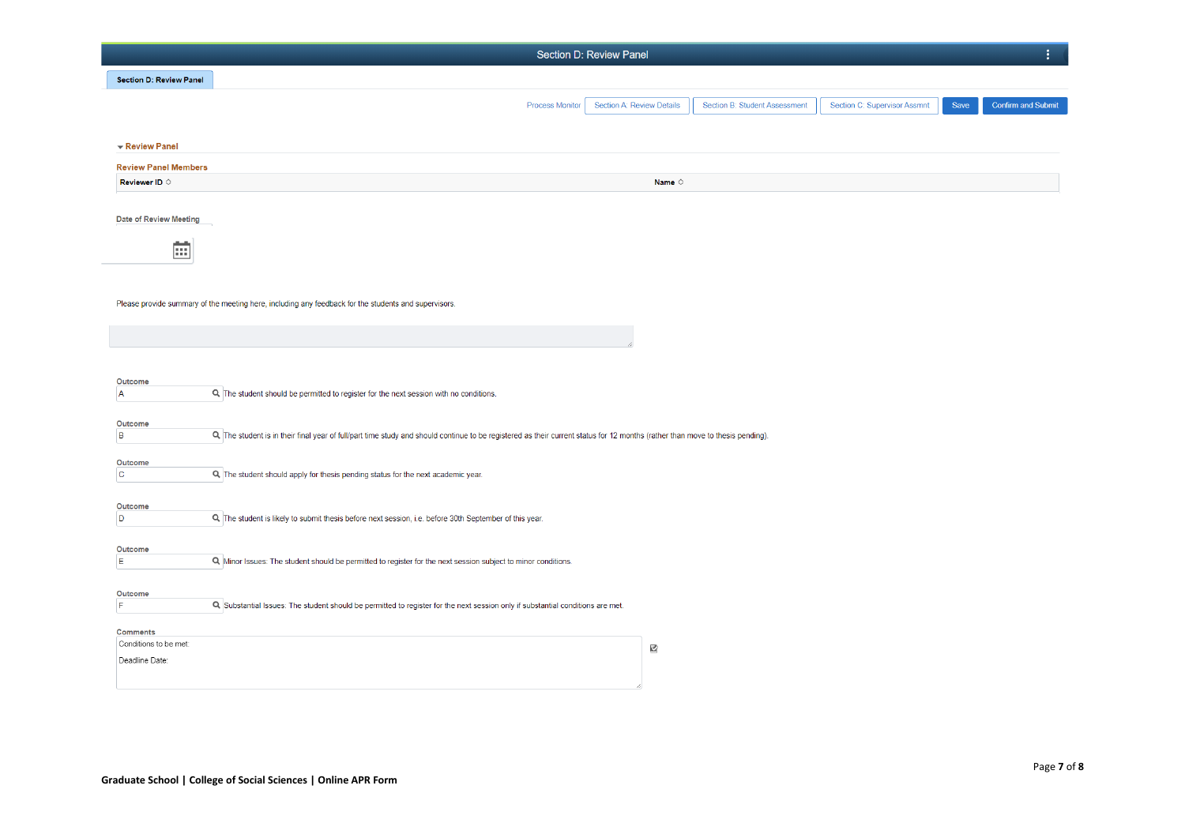## Section D: Review Panel

**Section D: Review Panel**

Process Monitor | Section A: Review Details | Section B: Student Assessment | Section C: Supervisor Assmnt | Save | Confirm and Submit

### Review Panel

**Review Panel Members**

| Reviewer ID | Name |
|---|---|

Date of Review Meeting

Please provide summary of the meeting here, including any feedback for the students and supervisors.

Outcome
A — The student should be permitted to register for the next session with no conditions.

Outcome
B — The student is in their final year of full/part time study and should continue to be registered as their current status for 12 months (rather than move to thesis pending).

Outcome
C — The student should apply for thesis pending status for the next academic year.

Outcome
D — The student is likely to submit thesis before next session, i.e. before 30th September of this year.

Outcome
E — Minor Issues: The student should be permitted to register for the next session subject to minor conditions.

Outcome
F — Substantial Issues: The student should be permitted to register for the next session only if substantial conditions are met.

Comments

Conditions to be met:

Deadline Date:

**Graduate School | College of Social Sciences | Online APR Form**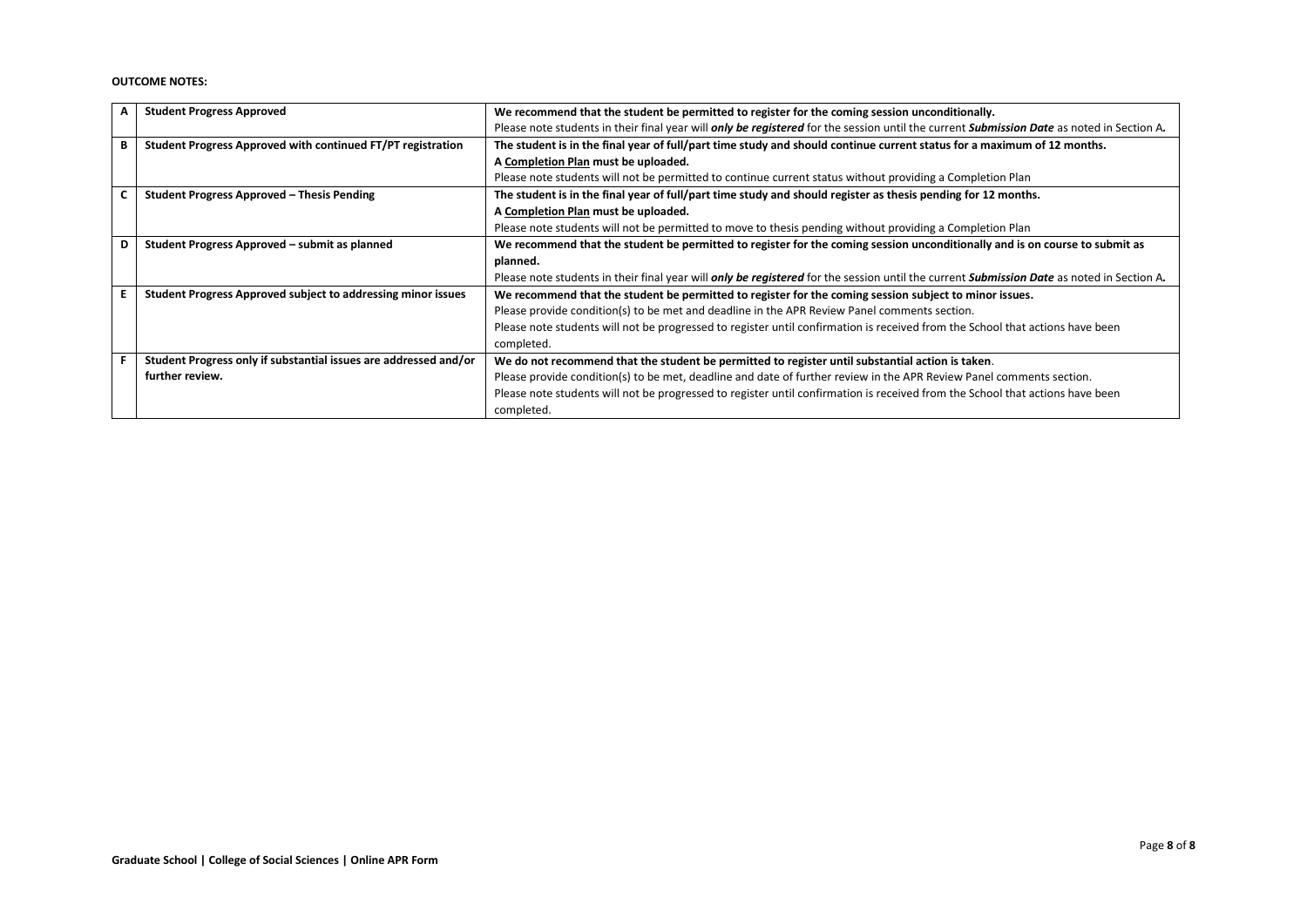**OUTCOME NOTES:**

| | | |
|---|---|---|
| **A** | **Student Progress Approved** | **We recommend that the student be permitted to register for the coming session unconditionally.**<br>Please note students in their final year will ***only be registered*** for the session until the current ***Submission Date*** as noted in Section A**.** |
| **B** | **Student Progress Approved with continued FT/PT registration** | **The student is in the final year of full/part time study and should continue current status for a maximum of 12 months.**<br>**A Completion Plan must be uploaded.**<br>Please note students will not be permitted to continue current status without providing a Completion Plan |
| **C** | **Student Progress Approved – Thesis Pending** | **The student is in the final year of full/part time study and should register as thesis pending for 12 months.**<br>**A Completion Plan must be uploaded.**<br>Please note students will not be permitted to move to thesis pending without providing a Completion Plan |
| **D** | **Student Progress Approved – submit as planned** | **We recommend that the student be permitted to register for the coming session unconditionally and is on course to submit as planned.**<br>Please note students in their final year will ***only be registered*** for the session until the current ***Submission Date*** as noted in Section A**.** |
| **E** | **Student Progress Approved subject to addressing minor issues** | **We recommend that the student be permitted to register for the coming session subject to minor issues.**<br>Please provide condition(s) to be met and deadline in the APR Review Panel comments section.<br>Please note students will not be progressed to register until confirmation is received from the School that actions have been completed. |
| **F** | **Student Progress only if substantial issues are addressed and/or further review.** | **We do not recommend that the student be permitted to register until substantial action is taken**.<br>Please provide condition(s) to be met, deadline and date of further review in the APR Review Panel comments section.<br>Please note students will not be progressed to register until confirmation is received from the School that actions have been completed. |